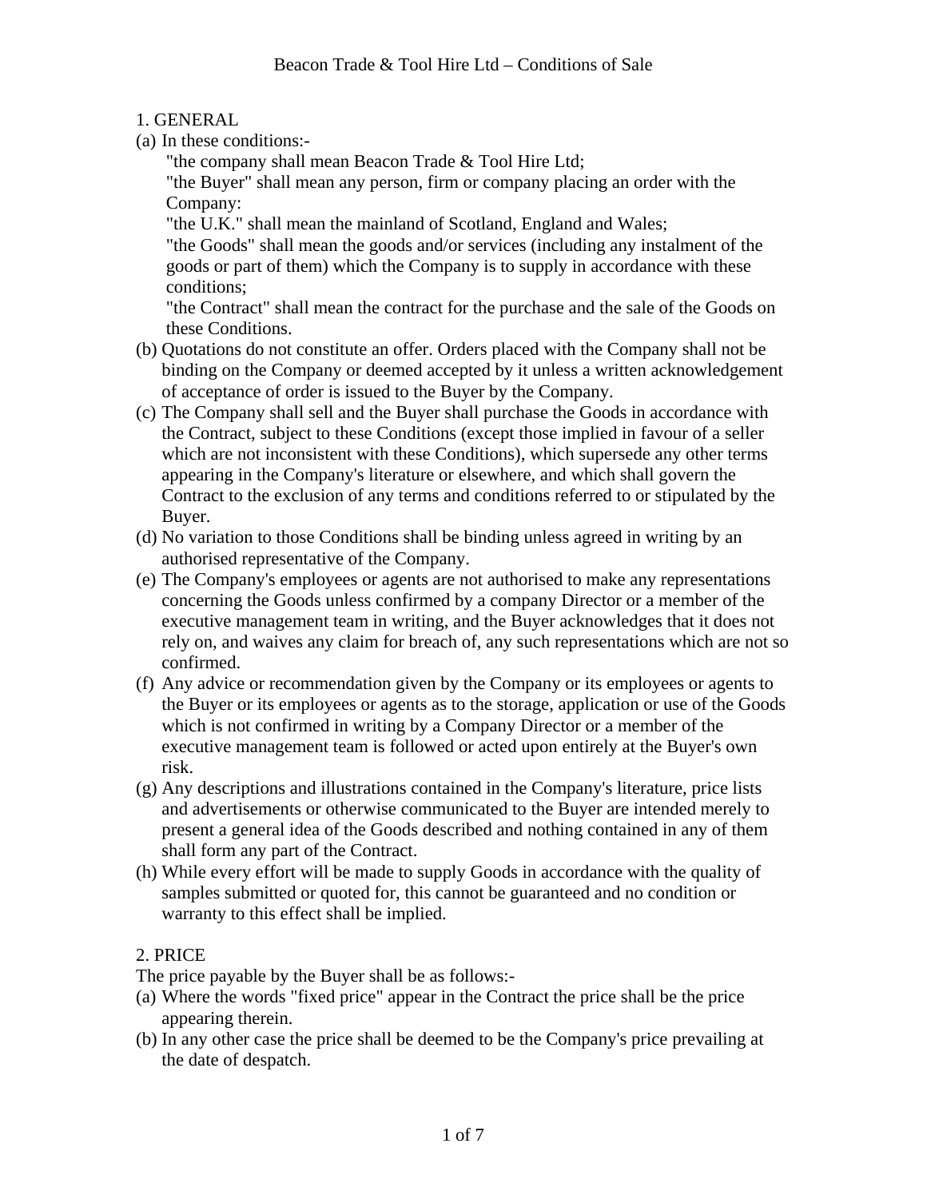# Beacon Trade & Tool Hire Ltd – Conditions of Sale

## 1. GENERAL

(a) In these conditions:-

"the company shall mean Beacon Trade & Tool Hire Ltd;

"the Buyer" shall mean any person, firm or company placing an order with the Company:

"the U.K." shall mean the mainland of Scotland, England and Wales;

"the Goods" shall mean the goods and/or services (including any instalment of the goods or part of them) which the Company is to supply in accordance with these conditions;

"the Contract" shall mean the contract for the purchase and the sale of the Goods on these Conditions.

(b) Quotations do not constitute an offer. Orders placed with the Company shall not be binding on the Company or deemed accepted by it unless a written acknowledgement of acceptance of order is issued to the Buyer by the Company.

(c) The Company shall sell and the Buyer shall purchase the Goods in accordance with the Contract, subject to these Conditions (except those implied in favour of a seller which are not inconsistent with these Conditions), which supersede any other terms appearing in the Company's literature or elsewhere, and which shall govern the Contract to the exclusion of any terms and conditions referred to or stipulated by the Buyer.

(d) No variation to those Conditions shall be binding unless agreed in writing by an authorised representative of the Company.

(e) The Company's employees or agents are not authorised to make any representations concerning the Goods unless confirmed by a company Director or a member of the executive management team in writing, and the Buyer acknowledges that it does not rely on, and waives any claim for breach of, any such representations which are not so confirmed.

(f) Any advice or recommendation given by the Company or its employees or agents to the Buyer or its employees or agents as to the storage, application or use of the Goods which is not confirmed in writing by a Company Director or a member of the executive management team is followed or acted upon entirely at the Buyer's own risk.

(g) Any descriptions and illustrations contained in the Company's literature, price lists and advertisements or otherwise communicated to the Buyer are intended merely to present a general idea of the Goods described and nothing contained in any of them shall form any part of the Contract.

(h) While every effort will be made to supply Goods in accordance with the quality of samples submitted or quoted for, this cannot be guaranteed and no condition or warranty to this effect shall be implied.

## 2. PRICE

The price payable by the Buyer shall be as follows:-

(a) Where the words "fixed price" appear in the Contract the price shall be the price appearing therein.

(b) In any other case the price shall be deemed to be the Company's price prevailing at the date of despatch.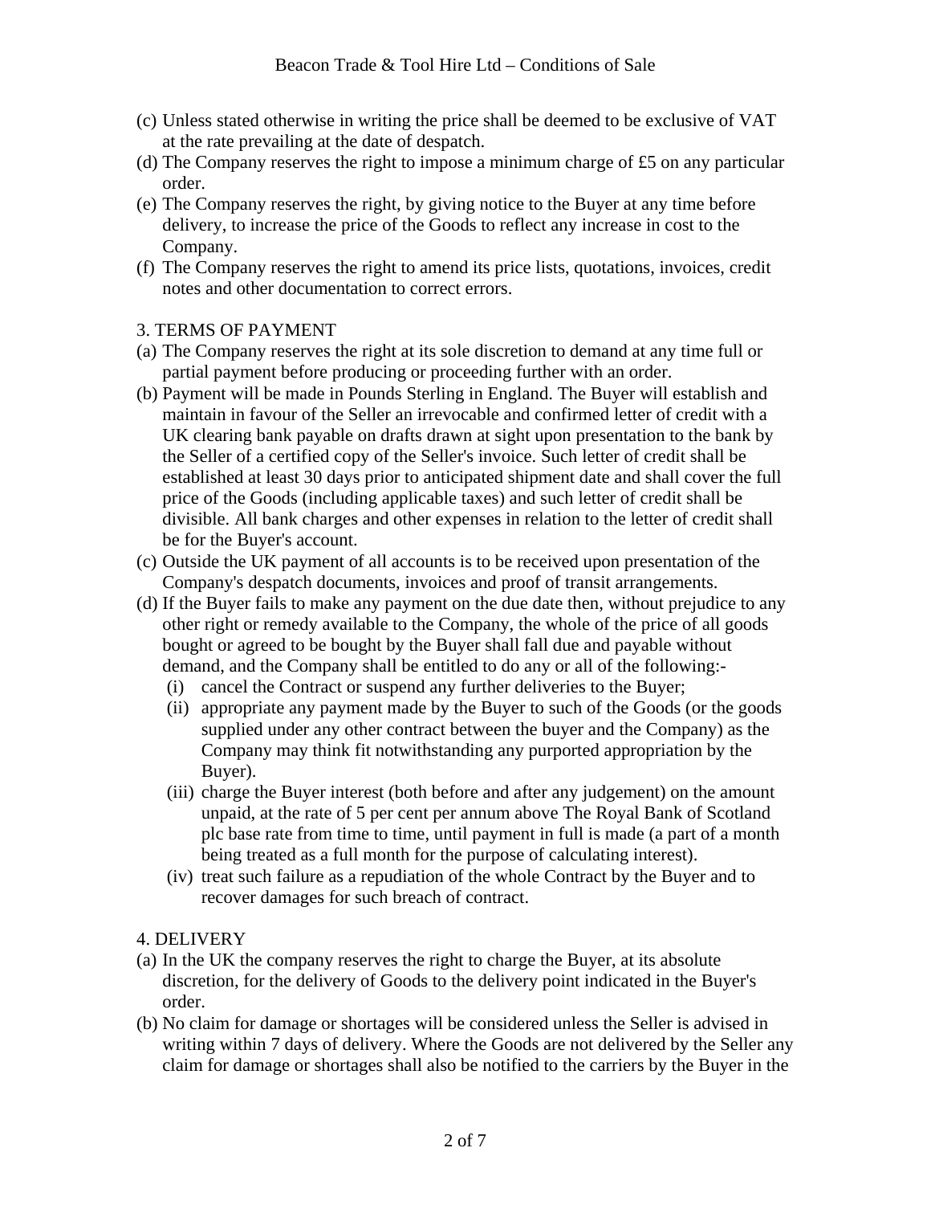(c) Unless stated otherwise in writing the price shall be deemed to be exclusive of VAT at the rate prevailing at the date of despatch.
(d) The Company reserves the right to impose a minimum charge of £5 on any particular order.
(e) The Company reserves the right, by giving notice to the Buyer at any time before delivery, to increase the price of the Goods to reflect any increase in cost to the Company.
(f) The Company reserves the right to amend its price lists, quotations, invoices, credit notes and other documentation to correct errors.

3. TERMS OF PAYMENT

(a) The Company reserves the right at its sole discretion to demand at any time full or partial payment before producing or proceeding further with an order.
(b) Payment will be made in Pounds Sterling in England. The Buyer will establish and maintain in favour of the Seller an irrevocable and confirmed letter of credit with a UK clearing bank payable on drafts drawn at sight upon presentation to the bank by the Seller of a certified copy of the Seller's invoice. Such letter of credit shall be established at least 30 days prior to anticipated shipment date and shall cover the full price of the Goods (including applicable taxes) and such letter of credit shall be divisible. All bank charges and other expenses in relation to the letter of credit shall be for the Buyer's account.
(c) Outside the UK payment of all accounts is to be received upon presentation of the Company's despatch documents, invoices and proof of transit arrangements.
(d) If the Buyer fails to make any payment on the due date then, without prejudice to any other right or remedy available to the Company, the whole of the price of all goods bought or agreed to be bought by the Buyer shall fall due and payable without demand, and the Company shall be entitled to do any or all of the following:-
    (i) cancel the Contract or suspend any further deliveries to the Buyer;
    (ii) appropriate any payment made by the Buyer to such of the Goods (or the goods supplied under any other contract between the buyer and the Company) as the Company may think fit notwithstanding any purported appropriation by the Buyer).
    (iii) charge the Buyer interest (both before and after any judgement) on the amount unpaid, at the rate of 5 per cent per annum above The Royal Bank of Scotland plc base rate from time to time, until payment in full is made (a part of a month being treated as a full month for the purpose of calculating interest).
    (iv) treat such failure as a repudiation of the whole Contract by the Buyer and to recover damages for such breach of contract.

4. DELIVERY

(a) In the UK the company reserves the right to charge the Buyer, at its absolute discretion, for the delivery of Goods to the delivery point indicated in the Buyer's order.
(b) No claim for damage or shortages will be considered unless the Seller is advised in writing within 7 days of delivery. Where the Goods are not delivered by the Seller any claim for damage or shortages shall also be notified to the carriers by the Buyer in the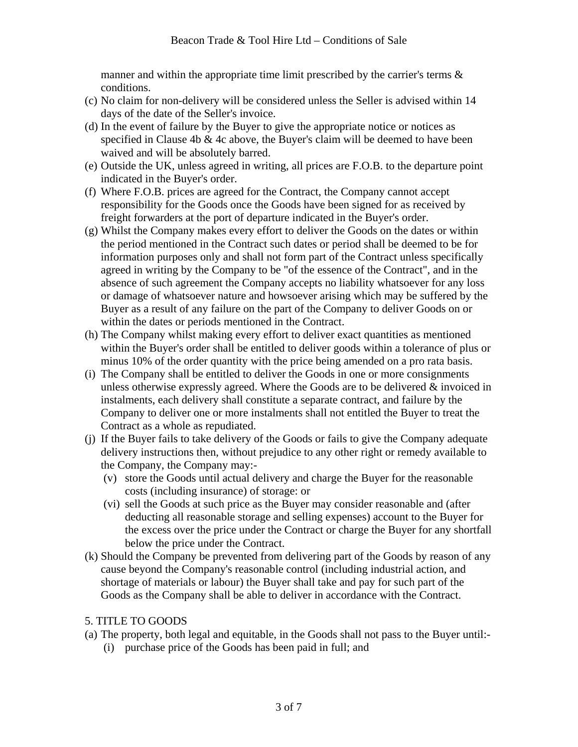manner and within the appropriate time limit prescribed by the carrier's terms & conditions.

(c) No claim for non-delivery will be considered unless the Seller is advised within 14 days of the date of the Seller's invoice.

(d) In the event of failure by the Buyer to give the appropriate notice or notices as specified in Clause 4b & 4c above, the Buyer's claim will be deemed to have been waived and will be absolutely barred.

(e) Outside the UK, unless agreed in writing, all prices are F.O.B. to the departure point indicated in the Buyer's order.

(f) Where F.O.B. prices are agreed for the Contract, the Company cannot accept responsibility for the Goods once the Goods have been signed for as received by freight forwarders at the port of departure indicated in the Buyer's order.

(g) Whilst the Company makes every effort to deliver the Goods on the dates or within the period mentioned in the Contract such dates or period shall be deemed to be for information purposes only and shall not form part of the Contract unless specifically agreed in writing by the Company to be "of the essence of the Contract", and in the absence of such agreement the Company accepts no liability whatsoever for any loss or damage of whatsoever nature and howsoever arising which may be suffered by the Buyer as a result of any failure on the part of the Company to deliver Goods on or within the dates or periods mentioned in the Contract.

(h) The Company whilst making every effort to deliver exact quantities as mentioned within the Buyer's order shall be entitled to deliver goods within a tolerance of plus or minus 10% of the order quantity with the price being amended on a pro rata basis.

(i) The Company shall be entitled to deliver the Goods in one or more consignments unless otherwise expressly agreed. Where the Goods are to be delivered & invoiced in instalments, each delivery shall constitute a separate contract, and failure by the Company to deliver one or more instalments shall not entitled the Buyer to treat the Contract as a whole as repudiated.

(j) If the Buyer fails to take delivery of the Goods or fails to give the Company adequate delivery instructions then, without prejudice to any other right or remedy available to the Company, the Company may:-

  (v) store the Goods until actual delivery and charge the Buyer for the reasonable costs (including insurance) of storage: or

  (vi) sell the Goods at such price as the Buyer may consider reasonable and (after deducting all reasonable storage and selling expenses) account to the Buyer for the excess over the price under the Contract or charge the Buyer for any shortfall below the price under the Contract.

(k) Should the Company be prevented from delivering part of the Goods by reason of any cause beyond the Company's reasonable control (including industrial action, and shortage of materials or labour) the Buyer shall take and pay for such part of the Goods as the Company shall be able to deliver in accordance with the Contract.

## 5. TITLE TO GOODS

(a) The property, both legal and equitable, in the Goods shall not pass to the Buyer until:-

  (i) purchase price of the Goods has been paid in full; and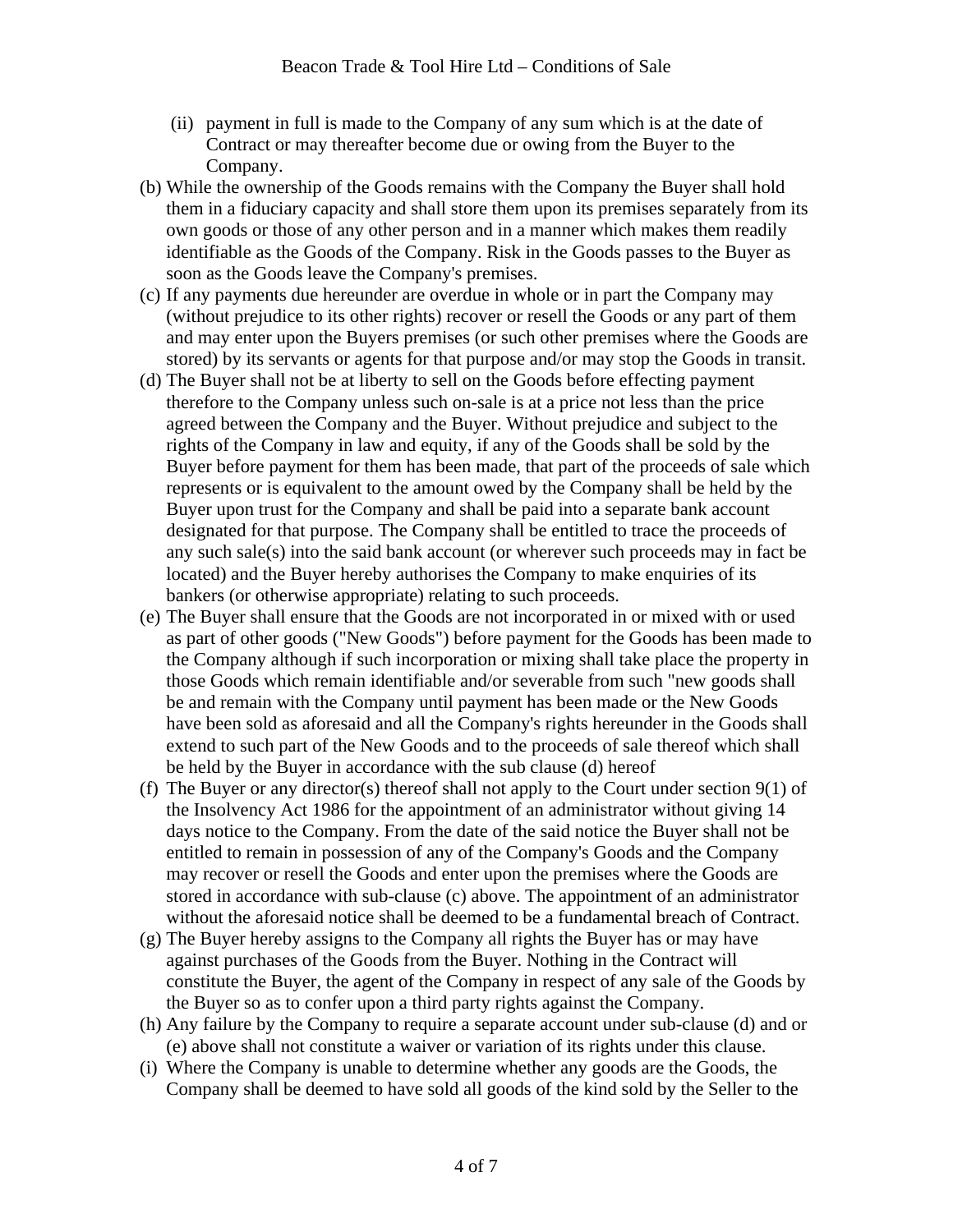(ii) payment in full is made to the Company of any sum which is at the date of Contract or may thereafter become due or owing from the Buyer to the Company.

(b) While the ownership of the Goods remains with the Company the Buyer shall hold them in a fiduciary capacity and shall store them upon its premises separately from its own goods or those of any other person and in a manner which makes them readily identifiable as the Goods of the Company. Risk in the Goods passes to the Buyer as soon as the Goods leave the Company's premises.

(c) If any payments due hereunder are overdue in whole or in part the Company may (without prejudice to its other rights) recover or resell the Goods or any part of them and may enter upon the Buyers premises (or such other premises where the Goods are stored) by its servants or agents for that purpose and/or may stop the Goods in transit.

(d) The Buyer shall not be at liberty to sell on the Goods before effecting payment therefore to the Company unless such on-sale is at a price not less than the price agreed between the Company and the Buyer. Without prejudice and subject to the rights of the Company in law and equity, if any of the Goods shall be sold by the Buyer before payment for them has been made, that part of the proceeds of sale which represents or is equivalent to the amount owed by the Company shall be held by the Buyer upon trust for the Company and shall be paid into a separate bank account designated for that purpose. The Company shall be entitled to trace the proceeds of any such sale(s) into the said bank account (or wherever such proceeds may in fact be located) and the Buyer hereby authorises the Company to make enquiries of its bankers (or otherwise appropriate) relating to such proceeds.

(e) The Buyer shall ensure that the Goods are not incorporated in or mixed with or used as part of other goods ("New Goods") before payment for the Goods has been made to the Company although if such incorporation or mixing shall take place the property in those Goods which remain identifiable and/or severable from such "new goods shall be and remain with the Company until payment has been made or the New Goods have been sold as aforesaid and all the Company's rights hereunder in the Goods shall extend to such part of the New Goods and to the proceeds of sale thereof which shall be held by the Buyer in accordance with the sub clause (d) hereof

(f) The Buyer or any director(s) thereof shall not apply to the Court under section 9(1) of the Insolvency Act 1986 for the appointment of an administrator without giving 14 days notice to the Company. From the date of the said notice the Buyer shall not be entitled to remain in possession of any of the Company's Goods and the Company may recover or resell the Goods and enter upon the premises where the Goods are stored in accordance with sub-clause (c) above. The appointment of an administrator without the aforesaid notice shall be deemed to be a fundamental breach of Contract.

(g) The Buyer hereby assigns to the Company all rights the Buyer has or may have against purchases of the Goods from the Buyer. Nothing in the Contract will constitute the Buyer, the agent of the Company in respect of any sale of the Goods by the Buyer so as to confer upon a third party rights against the Company.

(h) Any failure by the Company to require a separate account under sub-clause (d) and or (e) above shall not constitute a waiver or variation of its rights under this clause.

(i) Where the Company is unable to determine whether any goods are the Goods, the Company shall be deemed to have sold all goods of the kind sold by the Seller to the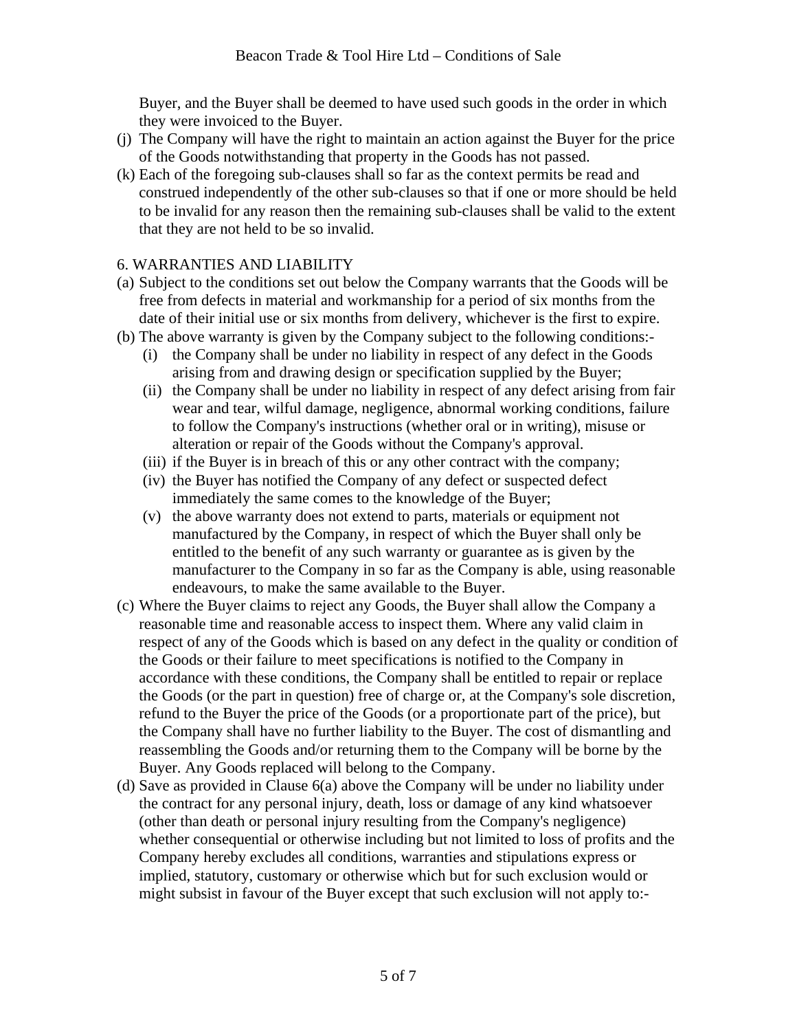Buyer, and the Buyer shall be deemed to have used such goods in the order in which they were invoiced to the Buyer.

(j) The Company will have the right to maintain an action against the Buyer for the price of the Goods notwithstanding that property in the Goods has not passed.

(k) Each of the foregoing sub-clauses shall so far as the context permits be read and construed independently of the other sub-clauses so that if one or more should be held to be invalid for any reason then the remaining sub-clauses shall be valid to the extent that they are not held to be so invalid.

6. WARRANTIES AND LIABILITY

(a) Subject to the conditions set out below the Company warrants that the Goods will be free from defects in material and workmanship for a period of six months from the date of their initial use or six months from delivery, whichever is the first to expire.

(b) The above warranty is given by the Company subject to the following conditions:-

  (i) the Company shall be under no liability in respect of any defect in the Goods arising from and drawing design or specification supplied by the Buyer;

  (ii) the Company shall be under no liability in respect of any defect arising from fair wear and tear, wilful damage, negligence, abnormal working conditions, failure to follow the Company's instructions (whether oral or in writing), misuse or alteration or repair of the Goods without the Company's approval.

  (iii) if the Buyer is in breach of this or any other contract with the company;

  (iv) the Buyer has notified the Company of any defect or suspected defect immediately the same comes to the knowledge of the Buyer;

  (v) the above warranty does not extend to parts, materials or equipment not manufactured by the Company, in respect of which the Buyer shall only be entitled to the benefit of any such warranty or guarantee as is given by the manufacturer to the Company in so far as the Company is able, using reasonable endeavours, to make the same available to the Buyer.

(c) Where the Buyer claims to reject any Goods, the Buyer shall allow the Company a reasonable time and reasonable access to inspect them. Where any valid claim in respect of any of the Goods which is based on any defect in the quality or condition of the Goods or their failure to meet specifications is notified to the Company in accordance with these conditions, the Company shall be entitled to repair or replace the Goods (or the part in question) free of charge or, at the Company's sole discretion, refund to the Buyer the price of the Goods (or a proportionate part of the price), but the Company shall have no further liability to the Buyer. The cost of dismantling and reassembling the Goods and/or returning them to the Company will be borne by the Buyer. Any Goods replaced will belong to the Company.

(d) Save as provided in Clause 6(a) above the Company will be under no liability under the contract for any personal injury, death, loss or damage of any kind whatsoever (other than death or personal injury resulting from the Company's negligence) whether consequential or otherwise including but not limited to loss of profits and the Company hereby excludes all conditions, warranties and stipulations express or implied, statutory, customary or otherwise which but for such exclusion would or might subsist in favour of the Buyer except that such exclusion will not apply to:-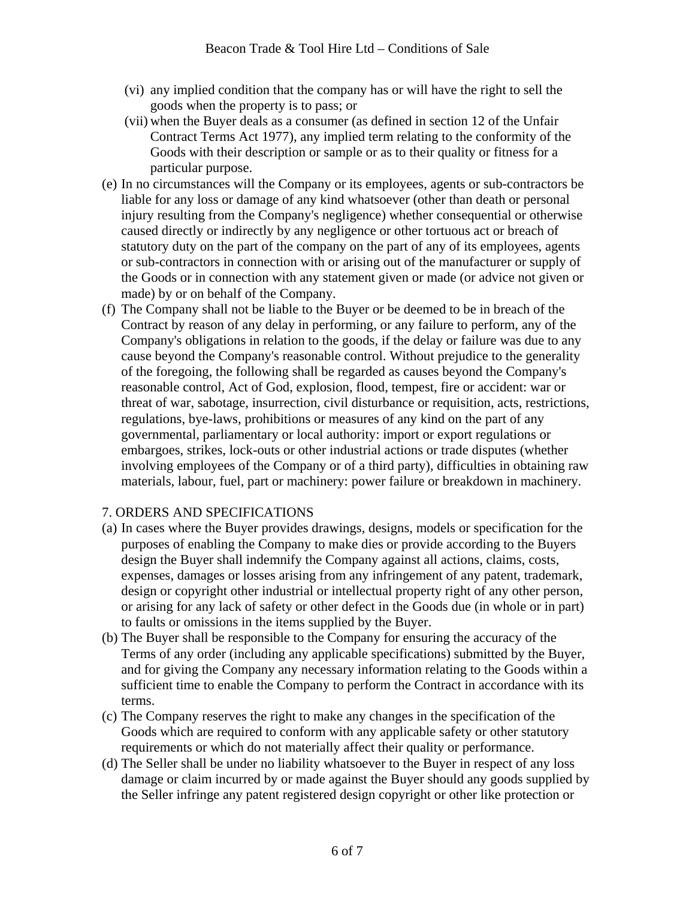(vi) any implied condition that the company has or will have the right to sell the goods when the property is to pass; or

(vii) when the Buyer deals as a consumer (as defined in section 12 of the Unfair Contract Terms Act 1977), any implied term relating to the conformity of the Goods with their description or sample or as to their quality or fitness for a particular purpose.

(e) In no circumstances will the Company or its employees, agents or sub-contractors be liable for any loss or damage of any kind whatsoever (other than death or personal injury resulting from the Company's negligence) whether consequential or otherwise caused directly or indirectly by any negligence or other tortuous act or breach of statutory duty on the part of the company on the part of any of its employees, agents or sub-contractors in connection with or arising out of the manufacturer or supply of the Goods or in connection with any statement given or made (or advice not given or made) by or on behalf of the Company.

(f) The Company shall not be liable to the Buyer or be deemed to be in breach of the Contract by reason of any delay in performing, or any failure to perform, any of the Company's obligations in relation to the goods, if the delay or failure was due to any cause beyond the Company's reasonable control. Without prejudice to the generality of the foregoing, the following shall be regarded as causes beyond the Company's reasonable control, Act of God, explosion, flood, tempest, fire or accident: war or threat of war, sabotage, insurrection, civil disturbance or requisition, acts, restrictions, regulations, bye-laws, prohibitions or measures of any kind on the part of any governmental, parliamentary or local authority: import or export regulations or embargoes, strikes, lock-outs or other industrial actions or trade disputes (whether involving employees of the Company or of a third party), difficulties in obtaining raw materials, labour, fuel, part or machinery: power failure or breakdown in machinery.

7. ORDERS AND SPECIFICATIONS

(a) In cases where the Buyer provides drawings, designs, models or specification for the purposes of enabling the Company to make dies or provide according to the Buyers design the Buyer shall indemnify the Company against all actions, claims, costs, expenses, damages or losses arising from any infringement of any patent, trademark, design or copyright other industrial or intellectual property right of any other person, or arising for any lack of safety or other defect in the Goods due (in whole or in part) to faults or omissions in the items supplied by the Buyer.

(b) The Buyer shall be responsible to the Company for ensuring the accuracy of the Terms of any order (including any applicable specifications) submitted by the Buyer, and for giving the Company any necessary information relating to the Goods within a sufficient time to enable the Company to perform the Contract in accordance with its terms.

(c) The Company reserves the right to make any changes in the specification of the Goods which are required to conform with any applicable safety or other statutory requirements or which do not materially affect their quality or performance.

(d) The Seller shall be under no liability whatsoever to the Buyer in respect of any loss damage or claim incurred by or made against the Buyer should any goods supplied by the Seller infringe any patent registered design copyright or other like protection or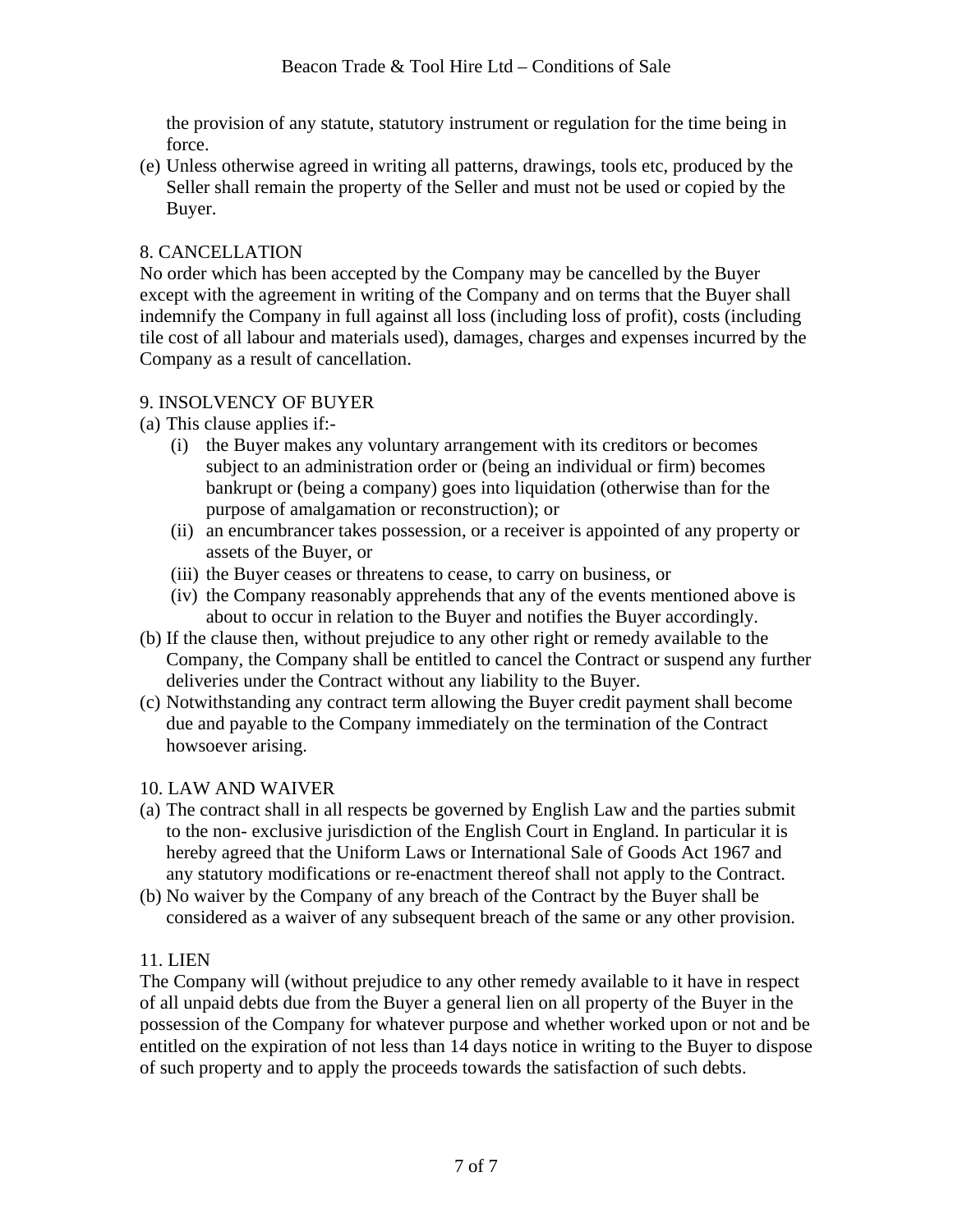the provision of any statute, statutory instrument or regulation for the time being in force.

(e) Unless otherwise agreed in writing all patterns, drawings, tools etc, produced by the Seller shall remain the property of the Seller and must not be used or copied by the Buyer.

## 8. CANCELLATION

No order which has been accepted by the Company may be cancelled by the Buyer except with the agreement in writing of the Company and on terms that the Buyer shall indemnify the Company in full against all loss (including loss of profit), costs (including tile cost of all labour and materials used), damages, charges and expenses incurred by the Company as a result of cancellation.

## 9. INSOLVENCY OF BUYER

(a) This clause applies if:-

  (i) the Buyer makes any voluntary arrangement with its creditors or becomes subject to an administration order or (being an individual or firm) becomes bankrupt or (being a company) goes into liquidation (otherwise than for the purpose of amalgamation or reconstruction); or

  (ii) an encumbrancer takes possession, or a receiver is appointed of any property or assets of the Buyer, or

  (iii) the Buyer ceases or threatens to cease, to carry on business, or

  (iv) the Company reasonably apprehends that any of the events mentioned above is about to occur in relation to the Buyer and notifies the Buyer accordingly.

(b) If the clause then, without prejudice to any other right or remedy available to the Company, the Company shall be entitled to cancel the Contract or suspend any further deliveries under the Contract without any liability to the Buyer.

(c) Notwithstanding any contract term allowing the Buyer credit payment shall become due and payable to the Company immediately on the termination of the Contract howsoever arising.

## 10. LAW AND WAIVER

(a) The contract shall in all respects be governed by English Law and the parties submit to the non- exclusive jurisdiction of the English Court in England. In particular it is hereby agreed that the Uniform Laws or International Sale of Goods Act 1967 and any statutory modifications or re-enactment thereof shall not apply to the Contract.

(b) No waiver by the Company of any breach of the Contract by the Buyer shall be considered as a waiver of any subsequent breach of the same or any other provision.

## 11. LIEN

The Company will (without prejudice to any other remedy available to it have in respect of all unpaid debts due from the Buyer a general lien on all property of the Buyer in the possession of the Company for whatever purpose and whether worked upon or not and be entitled on the expiration of not less than 14 days notice in writing to the Buyer to dispose of such property and to apply the proceeds towards the satisfaction of such debts.